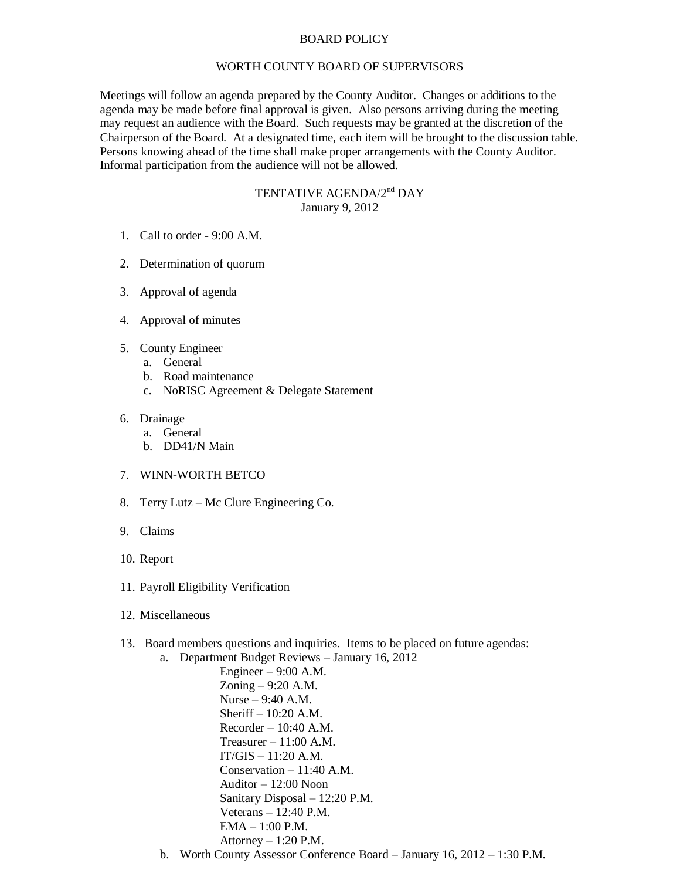# BOARD POLICY

## WORTH COUNTY BOARD OF SUPERVISORS

Meetings will follow an agenda prepared by the County Auditor. Changes or additions to the agenda may be made before final approval is given. Also persons arriving during the meeting may request an audience with the Board. Such requests may be granted at the discretion of the Chairperson of the Board. At a designated time, each item will be brought to the discussion table. Persons knowing ahead of the time shall make proper arrangements with the County Auditor. Informal participation from the audience will not be allowed.

## TENTATIVE AGENDA/2nd DAY

January 9, 2012

1. Call to order - 9:00 A.M.
2. Determination of quorum
3. Approval of agenda
4. Approval of minutes
5. County Engineer
   a. General
   b. Road maintenance
   c. NoRISC Agreement & Delegate Statement
6. Drainage
   a. General
   b. DD41/N Main
7. WINN-WORTH BETCO
8. Terry Lutz – Mc Clure Engineering Co.
9. Claims
10. Report
11. Payroll Eligibility Verification
12. Miscellaneous
13. Board members questions and inquiries. Items to be placed on future agendas:
    a. Department Budget Reviews – January 16, 2012
       - Engineer – 9:00 A.M.
       - Zoning – 9:20 A.M.
       - Nurse – 9:40 A.M.
       - Sheriff – 10:20 A.M.
       - Recorder – 10:40 A.M.
       - Treasurer – 11:00 A.M.
       - IT/GIS – 11:20 A.M.
       - Conservation – 11:40 A.M.
       - Auditor – 12:00 Noon
       - Sanitary Disposal – 12:20 P.M.
       - Veterans – 12:40 P.M.
       - EMA – 1:00 P.M.
       - Attorney – 1:20 P.M.

    b. Worth County Assessor Conference Board – January 16, 2012 – 1:30 P.M.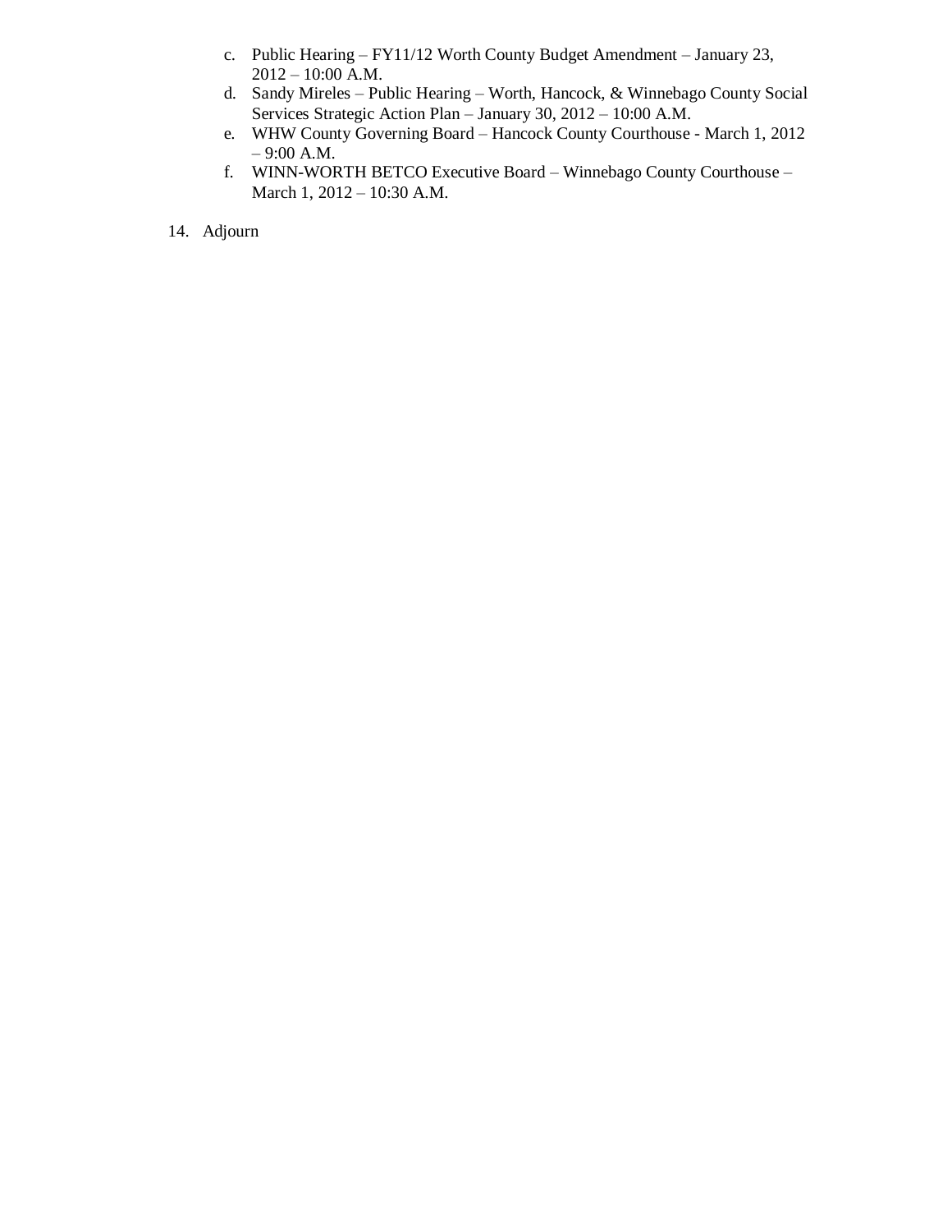c. Public Hearing – FY11/12 Worth County Budget Amendment – January 23, 2012 – 10:00 A.M.
d. Sandy Mireles – Public Hearing – Worth, Hancock, & Winnebago County Social Services Strategic Action Plan – January 30, 2012 – 10:00 A.M.
e. WHW County Governing Board – Hancock County Courthouse - March 1, 2012 – 9:00 A.M.
f. WINN-WORTH BETCO Executive Board – Winnebago County Courthouse – March 1, 2012 – 10:30 A.M.

14. Adjourn